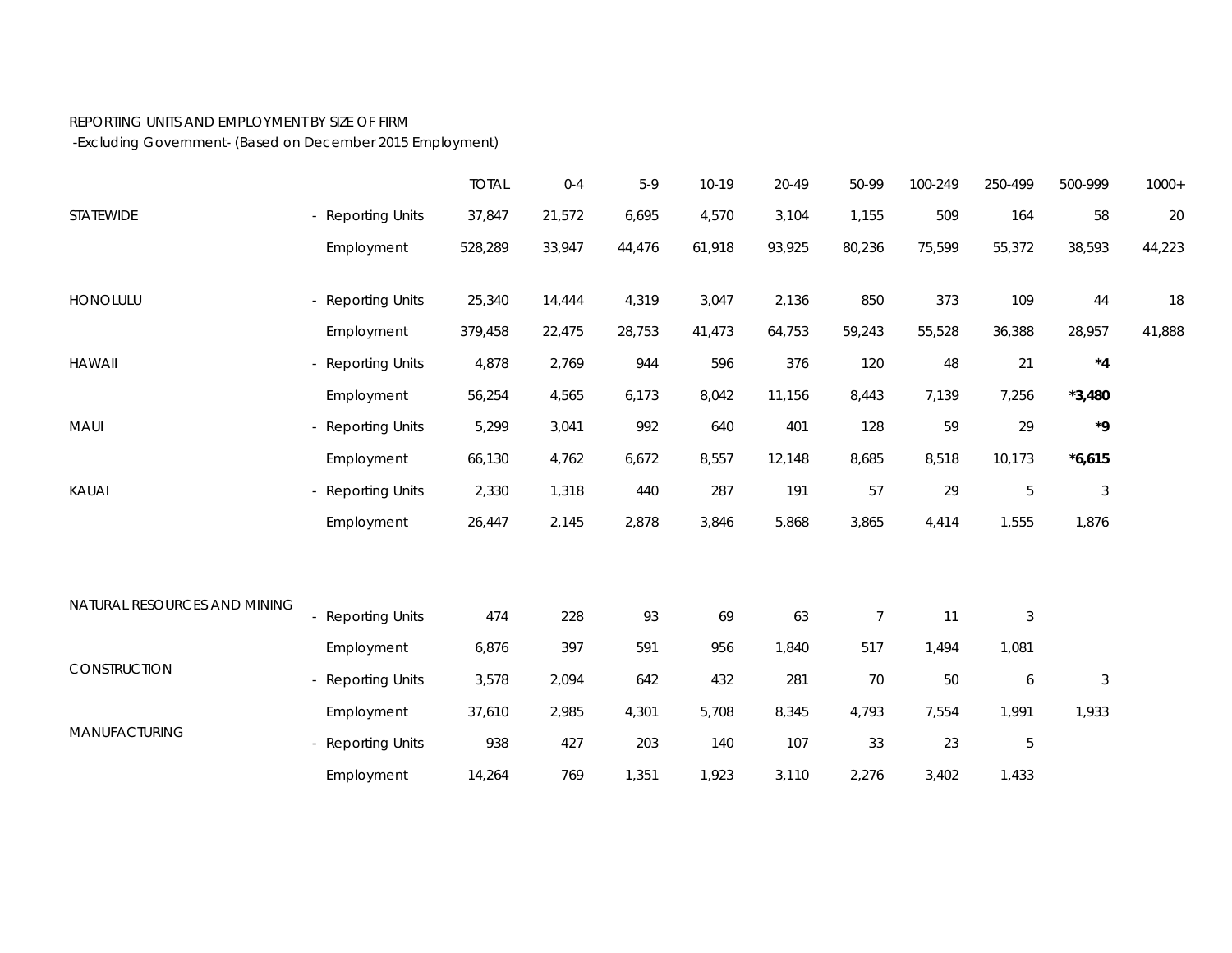REPORTING UNITS AND EMPLOYMENT BY SIZE OF FIRM
-Excluding Government- (Based on December 2015 Employment)

| | | | TOTAL | 0-4 | 5-9 | 10-19 | 20-49 | 50-99 | 100-249 | 250-499 | 500-999 | 1000+ |
|---|---|---|---|---|---|---|---|---|---|---|---|---|
| STATEWIDE | - | Reporting Units | 37,847 | 21,572 | 6,695 | 4,570 | 3,104 | 1,155 | 509 | 164 | 58 | 20 |
| | | Employment | 528,289 | 33,947 | 44,476 | 61,918 | 93,925 | 80,236 | 75,599 | 55,372 | 38,593 | 44,223 |
| HONOLULU | - | Reporting Units | 25,340 | 14,444 | 4,319 | 3,047 | 2,136 | 850 | 373 | 109 | 44 | 18 |
| | | Employment | 379,458 | 22,475 | 28,753 | 41,473 | 64,753 | 59,243 | 55,528 | 36,388 | 28,957 | 41,888 |
| HAWAII | - | Reporting Units | 4,878 | 2,769 | 944 | 596 | 376 | 120 | 48 | 21 | **\*4** | |
| | | Employment | 56,254 | 4,565 | 6,173 | 8,042 | 11,156 | 8,443 | 7,139 | 7,256 | **\*3,480** | |
| MAUI | - | Reporting Units | 5,299 | 3,041 | 992 | 640 | 401 | 128 | 59 | 29 | **\*9** | |
| | | Employment | 66,130 | 4,762 | 6,672 | 8,557 | 12,148 | 8,685 | 8,518 | 10,173 | **\*6,615** | |
| KAUAI | - | Reporting Units | 2,330 | 1,318 | 440 | 287 | 191 | 57 | 29 | 5 | 3 | |
| | | Employment | 26,447 | 2,145 | 2,878 | 3,846 | 5,868 | 3,865 | 4,414 | 1,555 | 1,876 | |
| NATURAL RESOURCES AND MINING | - | Reporting Units | 474 | 228 | 93 | 69 | 63 | 7 | 11 | 3 | | |
| | | Employment | 6,876 | 397 | 591 | 956 | 1,840 | 517 | 1,494 | 1,081 | | |
| CONSTRUCTION | - | Reporting Units | 3,578 | 2,094 | 642 | 432 | 281 | 70 | 50 | 6 | 3 | |
| | | Employment | 37,610 | 2,985 | 4,301 | 5,708 | 8,345 | 4,793 | 7,554 | 1,991 | 1,933 | |
| MANUFACTURING | - | Reporting Units | 938 | 427 | 203 | 140 | 107 | 33 | 23 | 5 | | |
| | | Employment | 14,264 | 769 | 1,351 | 1,923 | 3,110 | 2,276 | 3,402 | 1,433 | | |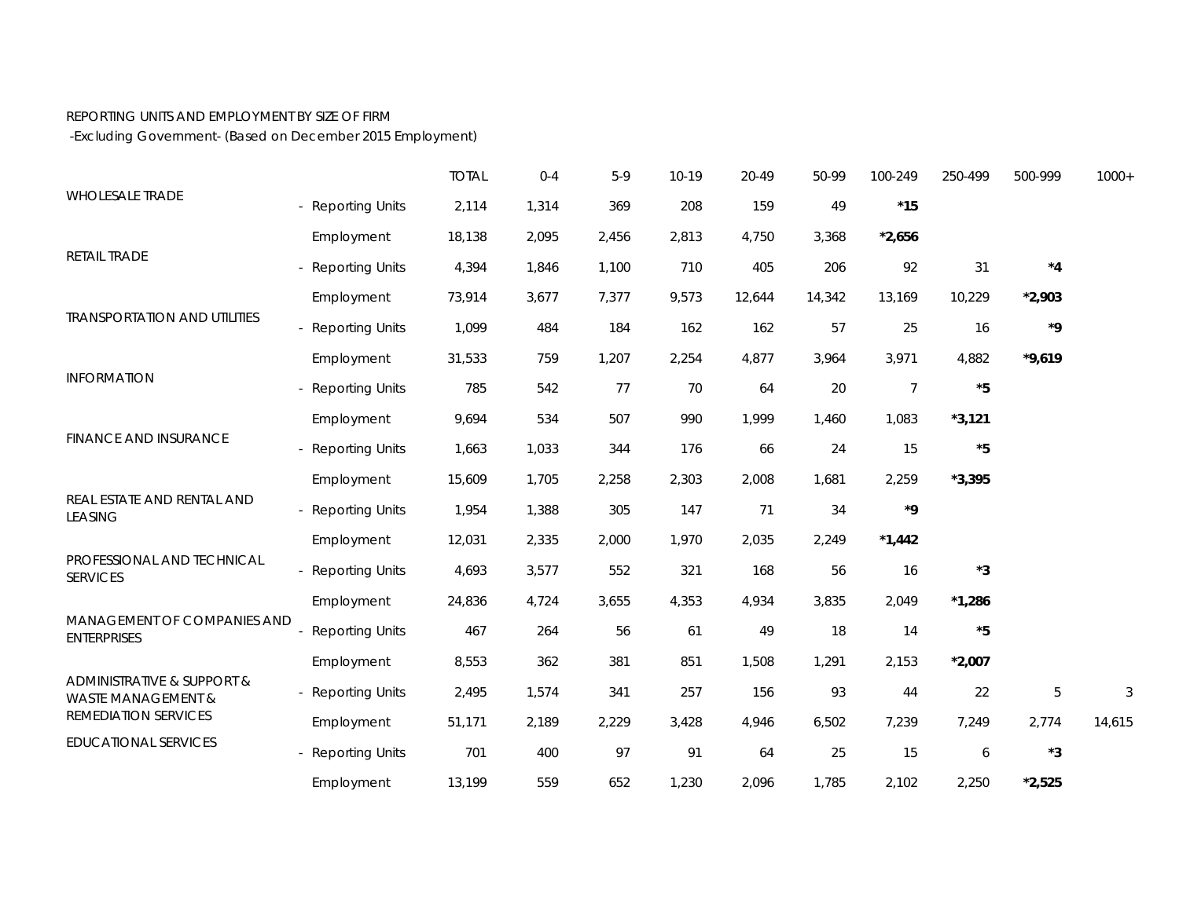REPORTING UNITS AND EMPLOYMENT BY SIZE OF FIRM
-Excluding Government- (Based on December 2015 Employment)

| | | TOTAL | 0-4 | 5-9 | 10-19 | 20-49 | 50-99 | 100-249 | 250-499 | 500-999 | 1000+ |
|---|---|---|---|---|---|---|---|---|---|---|---|
| WHOLESALE TRADE | - Reporting Units | 2,114 | 1,314 | 369 | 208 | 159 | 49 | **\*15** | | | |
| | Employment | 18,138 | 2,095 | 2,456 | 2,813 | 4,750 | 3,368 | **\*2,656** | | | |
| RETAIL TRADE | - Reporting Units | 4,394 | 1,846 | 1,100 | 710 | 405 | 206 | 92 | 31 | **\*4** | |
| | Employment | 73,914 | 3,677 | 7,377 | 9,573 | 12,644 | 14,342 | 13,169 | 10,229 | **\*2,903** | |
| TRANSPORTATION AND UTILITIES | - Reporting Units | 1,099 | 484 | 184 | 162 | 162 | 57 | 25 | 16 | **\*9** | |
| | Employment | 31,533 | 759 | 1,207 | 2,254 | 4,877 | 3,964 | 3,971 | 4,882 | **\*9,619** | |
| INFORMATION | - Reporting Units | 785 | 542 | 77 | 70 | 64 | 20 | 7 | **\*5** | | |
| | Employment | 9,694 | 534 | 507 | 990 | 1,999 | 1,460 | 1,083 | **\*3,121** | | |
| FINANCE AND INSURANCE | - Reporting Units | 1,663 | 1,033 | 344 | 176 | 66 | 24 | 15 | **\*5** | | |
| | Employment | 15,609 | 1,705 | 2,258 | 2,303 | 2,008 | 1,681 | 2,259 | **\*3,395** | | |
| REAL ESTATE AND RENTAL AND LEASING | - Reporting Units | 1,954 | 1,388 | 305 | 147 | 71 | 34 | **\*9** | | | |
| | Employment | 12,031 | 2,335 | 2,000 | 1,970 | 2,035 | 2,249 | **\*1,442** | | | |
| PROFESSIONAL AND TECHNICAL SERVICES | - Reporting Units | 4,693 | 3,577 | 552 | 321 | 168 | 56 | 16 | **\*3** | | |
| | Employment | 24,836 | 4,724 | 3,655 | 4,353 | 4,934 | 3,835 | 2,049 | **\*1,286** | | |
| MANAGEMENT OF COMPANIES AND ENTERPRISES | - Reporting Units | 467 | 264 | 56 | 61 | 49 | 18 | 14 | **\*5** | | |
| | Employment | 8,553 | 362 | 381 | 851 | 1,508 | 1,291 | 2,153 | **\*2,007** | | |
| ADMINISTRATIVE & SUPPORT & WASTE MANAGEMENT & REMEDIATION SERVICES | - Reporting Units | 2,495 | 1,574 | 341 | 257 | 156 | 93 | 44 | 22 | 5 | 3 |
| | Employment | 51,171 | 2,189 | 2,229 | 3,428 | 4,946 | 6,502 | 7,239 | 7,249 | 2,774 | 14,615 |
| EDUCATIONAL SERVICES | - Reporting Units | 701 | 400 | 97 | 91 | 64 | 25 | 15 | 6 | **\*3** | |
| | Employment | 13,199 | 559 | 652 | 1,230 | 2,096 | 1,785 | 2,102 | 2,250 | **\*2,525** | |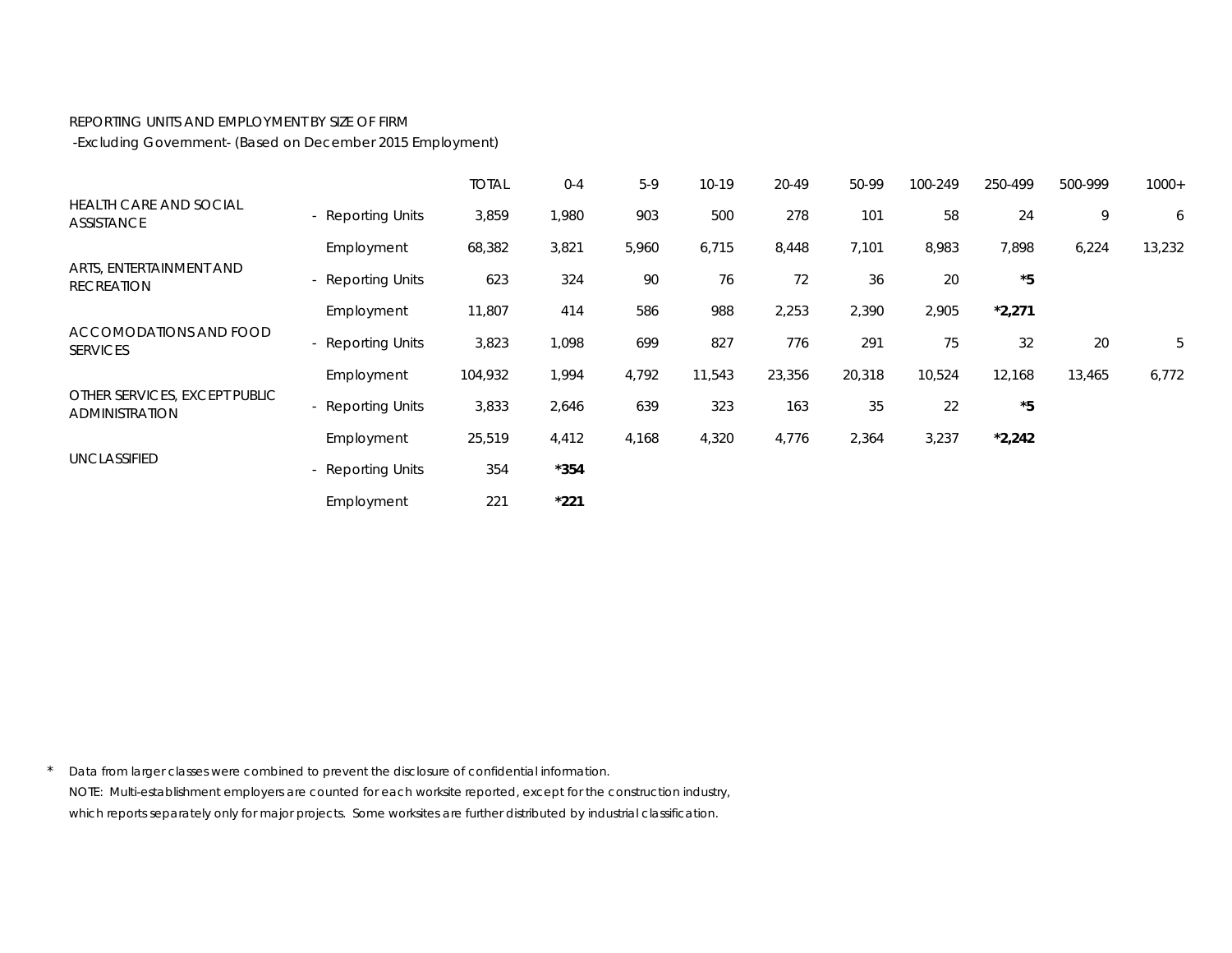REPORTING UNITS AND EMPLOYMENT BY SIZE OF FIRM

-Excluding Government- (Based on December 2015 Employment)

| | | TOTAL | 0-4 | 5-9 | 10-19 | 20-49 | 50-99 | 100-249 | 250-499 | 500-999 | 1000+ |
|---|---|---|---|---|---|---|---|---|---|---|---|
| HEALTH CARE AND SOCIAL ASSISTANCE | - Reporting Units | 3,859 | 1,980 | 903 | 500 | 278 | 101 | 58 | 24 | 9 | 6 |
| | Employment | 68,382 | 3,821 | 5,960 | 6,715 | 8,448 | 7,101 | 8,983 | 7,898 | 6,224 | 13,232 |
| ARTS, ENTERTAINMENT AND RECREATION | - Reporting Units | 623 | 324 | 90 | 76 | 72 | 36 | 20 | **\*5** | | |
| | Employment | 11,807 | 414 | 586 | 988 | 2,253 | 2,390 | 2,905 | **\*2,271** | | |
| ACCOMODATIONS AND FOOD SERVICES | - Reporting Units | 3,823 | 1,098 | 699 | 827 | 776 | 291 | 75 | 32 | 20 | 5 |
| | Employment | 104,932 | 1,994 | 4,792 | 11,543 | 23,356 | 20,318 | 10,524 | 12,168 | 13,465 | 6,772 |
| OTHER SERVICES, EXCEPT PUBLIC ADMINISTRATION | - Reporting Units | 3,833 | 2,646 | 639 | 323 | 163 | 35 | 22 | **\*5** | | |
| | Employment | 25,519 | 4,412 | 4,168 | 4,320 | 4,776 | 2,364 | 3,237 | **\*2,242** | | |
| UNCLASSIFIED | - Reporting Units | 354 | **\*354** | | | | | | | | |
| | Employment | 221 | **\*221** | | | | | | | | |

\* Data from larger classes were combined to prevent the disclosure of confidential information.

NOTE: Multi-establishment employers are counted for each worksite reported, except for the construction industry, which reports separately only for major projects. Some worksites are further distributed by industrial classification.